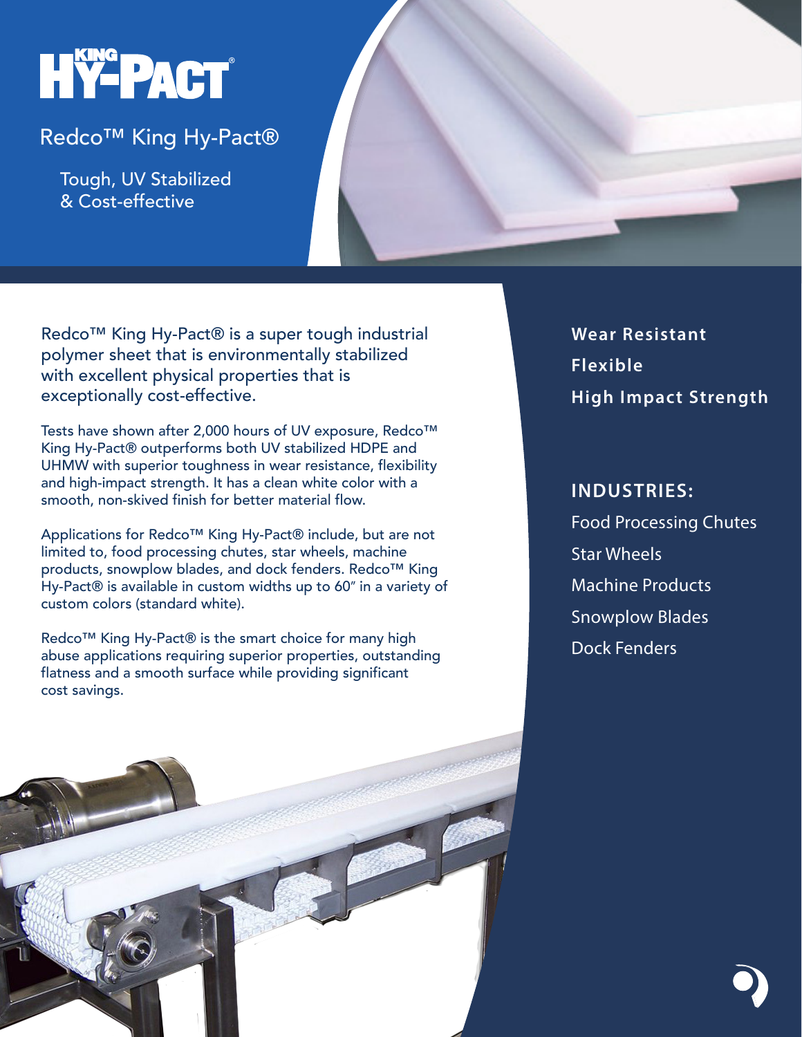# KING HY-PACT®

## Redco™ King Hy-Pact®

Tough, UV Stabilized
& Cost-effective

Redco™ King Hy-Pact® is a super tough industrial polymer sheet that is environmentally stabilized with excellent physical properties that is exceptionally cost-effective.

Tests have shown after 2,000 hours of UV exposure, Redco™ King Hy-Pact® outperforms both UV stabilized HDPE and UHMW with superior toughness in wear resistance, flexibility and high-impact strength. It has a clean white color with a smooth, non-skived finish for better material flow.

Applications for Redco™ King Hy-Pact® include, but are not limited to, food processing chutes, star wheels, machine products, snowplow blades, and dock fenders. Redco™ King Hy-Pact® is available in custom widths up to 60″ in a variety of custom colors (standard white).

Redco™ King Hy-Pact® is the smart choice for many high abuse applications requiring superior properties, outstanding flatness and a smooth surface while providing significant cost savings.

**Wear Resistant**

**Flexible**

**High Impact Strength**

## INDUSTRIES:

- Food Processing Chutes
- Star Wheels
- Machine Products
- Snowplow Blades
- Dock Fenders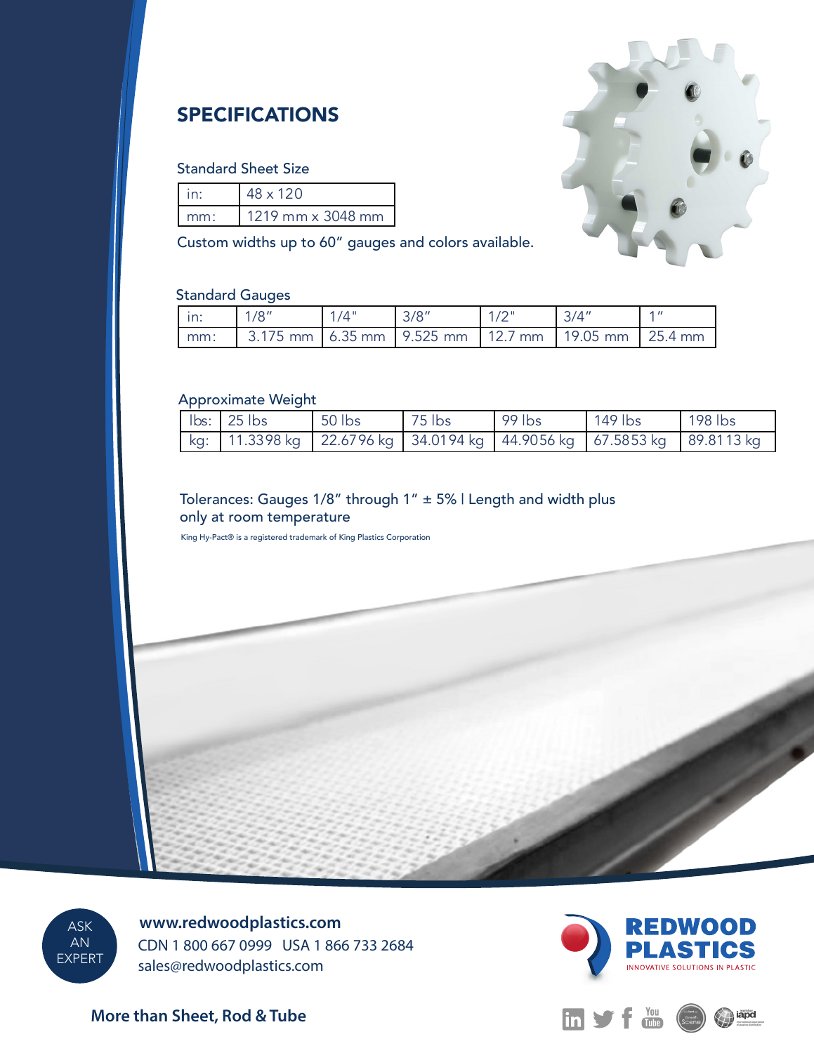## SPECIFICATIONS

Standard Sheet Size

| | |
|---|---|
| in: | 48 x 120 |
| mm: | 1219 mm x 3048 mm |

Custom widths up to 60" gauges and colors available.

Standard Gauges

| | | | | | | |
|---|---|---|---|---|---|---|
| in: | 1/8" | 1/4" | 3/8" | 1/2" | 3/4" | 1" |
| mm: | 3.175 mm | 6.35 mm | 9.525 mm | 12.7 mm | 19.05 mm | 25.4 mm |

Approximate Weight

| | | | | | | |
|---|---|---|---|---|---|---|
| lbs: | 25 lbs | 50 lbs | 75 lbs | 99 lbs | 149 lbs | 198 lbs |
| kg: | 11.3398 kg | 22.6796 kg | 34.0194 kg | 44.9056 kg | 67.5853 kg | 89.8113 kg |

Tolerances: Gauges 1/8" through 1" ± 5% | Length and width plus only at room temperature

King Hy-Pact® is a registered trademark of King Plastics Corporation

ASK AN EXPERT

www.redwoodplastics.com
CDN 1 800 667 0999 USA 1 866 733 2684
sales@redwoodplastics.com

REDWOOD PLASTICS
INNOVATIVE SOLUTIONS IN PLASTIC

More than Sheet, Rod & Tube